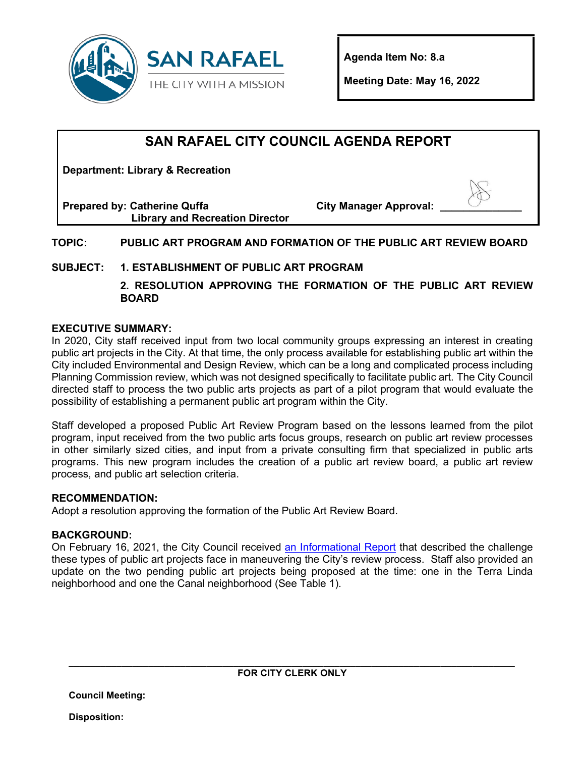**SAN RAFAEL**
THE CITY WITH A MISSION

**Agenda Item No: 8.a**

**Meeting Date: May 16, 2022**

# SAN RAFAEL CITY COUNCIL AGENDA REPORT

**Department: Library & Recreation**

**Prepared by: Catherine Quffa**
**Library and Recreation Director**

**City Manager Approval: \_\_\_\_\_\_\_\_\_\_\_\_\_\_**

**TOPIC:** **PUBLIC ART PROGRAM AND FORMATION OF THE PUBLIC ART REVIEW BOARD**

**SUBJECT:** **1. ESTABLISHMENT OF PUBLIC ART PROGRAM**

**2. RESOLUTION APPROVING THE FORMATION OF THE PUBLIC ART REVIEW BOARD**

## EXECUTIVE SUMMARY:

In 2020, City staff received input from two local community groups expressing an interest in creating public art projects in the City. At that time, the only process available for establishing public art within the City included Environmental and Design Review, which can be a long and complicated process including Planning Commission review, which was not designed specifically to facilitate public art. The City Council directed staff to process the two public arts projects as part of a pilot program that would evaluate the possibility of establishing a permanent public art program within the City.

Staff developed a proposed Public Art Review Program based on the lessons learned from the pilot program, input received from the two public arts focus groups, research on public art review processes in other similarly sized cities, and input from a private consulting firm that specialized in public arts programs. This new program includes the creation of a public art review board, a public art review process, and public art selection criteria.

## RECOMMENDATION:

Adopt a resolution approving the formation of the Public Art Review Board.

## BACKGROUND:

On February 16, 2021, the City Council received an Informational Report that described the challenge these types of public art projects face in maneuvering the City's review process. Staff also provided an update on the two pending public art projects being proposed at the time: one in the Terra Linda neighborhood and one the Canal neighborhood (See Table 1).

---

**FOR CITY CLERK ONLY**

**Council Meeting:**

**Disposition:**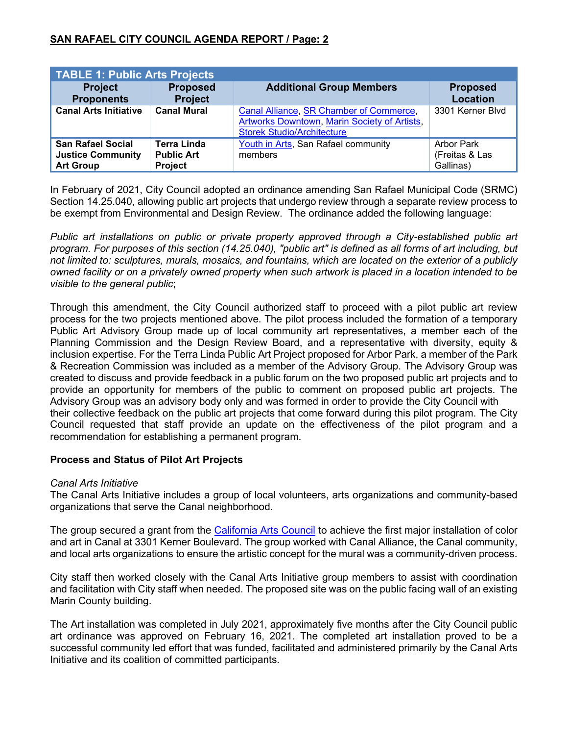**TABLE 1: Public Arts Projects**

| Project Proponents | Proposed Project | Additional Group Members | Proposed Location |
|---|---|---|---|
| **Canal Arts Initiative** | **Canal Mural** | Canal Alliance, SR Chamber of Commerce, Artworks Downtown, Marin Society of Artists, Storek Studio/Architecture | 3301 Kerner Blvd |
| **San Rafael Social Justice Community Art Group** | **Terra Linda Public Art Project** | Youth in Arts, San Rafael community members | Arbor Park (Freitas & Las Gallinas) |

In February of 2021, City Council adopted an ordinance amending San Rafael Municipal Code (SRMC) Section 14.25.040, allowing public art projects that undergo review through a separate review process to be exempt from Environmental and Design Review. The ordinance added the following language:

*Public art installations on public or private property approved through a City-established public art program. For purposes of this section (14.25.040), "public art" is defined as all forms of art including, but not limited to: sculptures, murals, mosaics, and fountains, which are located on the exterior of a publicly owned facility or on a privately owned property when such artwork is placed in a location intended to be visible to the general public*;

Through this amendment, the City Council authorized staff to proceed with a pilot public art review process for the two projects mentioned above. The pilot process included the formation of a temporary Public Art Advisory Group made up of local community art representatives, a member each of the Planning Commission and the Design Review Board, and a representative with diversity, equity & inclusion expertise. For the Terra Linda Public Art Project proposed for Arbor Park, a member of the Park & Recreation Commission was included as a member of the Advisory Group. The Advisory Group was created to discuss and provide feedback in a public forum on the two proposed public art projects and to provide an opportunity for members of the public to comment on proposed public art projects. The Advisory Group was an advisory body only and was formed in order to provide the City Council with their collective feedback on the public art projects that come forward during this pilot program. The City Council requested that staff provide an update on the effectiveness of the pilot program and a recommendation for establishing a permanent program.

**Process and Status of Pilot Art Projects**

*Canal Arts Initiative*

The Canal Arts Initiative includes a group of local volunteers, arts organizations and community-based organizations that serve the Canal neighborhood.

The group secured a grant from the California Arts Council to achieve the first major installation of color and art in Canal at 3301 Kerner Boulevard. The group worked with Canal Alliance, the Canal community, and local arts organizations to ensure the artistic concept for the mural was a community-driven process.

City staff then worked closely with the Canal Arts Initiative group members to assist with coordination and facilitation with City staff when needed. The proposed site was on the public facing wall of an existing Marin County building.

The Art installation was completed in July 2021, approximately five months after the City Council public art ordinance was approved on February 16, 2021. The completed art installation proved to be a successful community led effort that was funded, facilitated and administered primarily by the Canal Arts Initiative and its coalition of committed participants.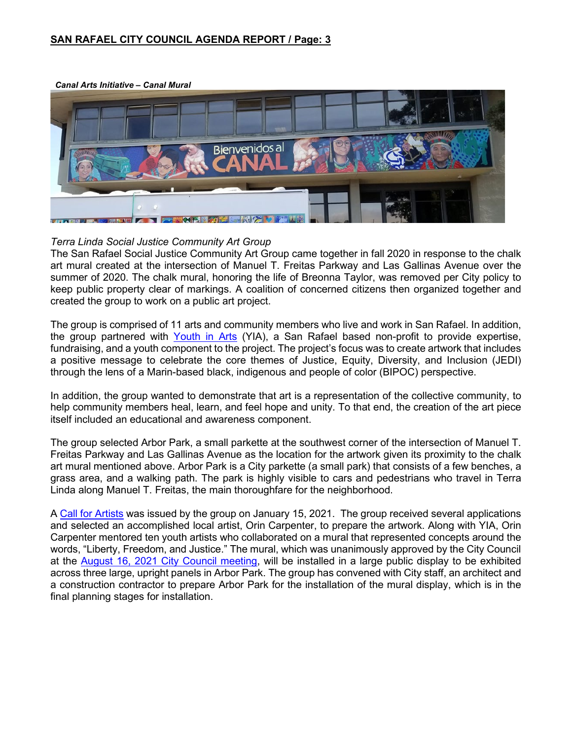***Canal Arts Initiative – Canal Mural***

*Terra Linda Social Justice Community Art Group*

The San Rafael Social Justice Community Art Group came together in fall 2020 in response to the chalk art mural created at the intersection of Manuel T. Freitas Parkway and Las Gallinas Avenue over the summer of 2020. The chalk mural, honoring the life of Breonna Taylor, was removed per City policy to keep public property clear of markings. A coalition of concerned citizens then organized together and created the group to work on a public art project.

The group is comprised of 11 arts and community members who live and work in San Rafael. In addition, the group partnered with Youth in Arts (YIA), a San Rafael based non-profit to provide expertise, fundraising, and a youth component to the project. The project's focus was to create artwork that includes a positive message to celebrate the core themes of Justice, Equity, Diversity, and Inclusion (JEDI) through the lens of a Marin-based black, indigenous and people of color (BIPOC) perspective.

In addition, the group wanted to demonstrate that art is a representation of the collective community, to help community members heal, learn, and feel hope and unity. To that end, the creation of the art piece itself included an educational and awareness component.

The group selected Arbor Park, a small parkette at the southwest corner of the intersection of Manuel T. Freitas Parkway and Las Gallinas Avenue as the location for the artwork given its proximity to the chalk art mural mentioned above. Arbor Park is a City parkette (a small park) that consists of a few benches, a grass area, and a walking path. The park is highly visible to cars and pedestrians who travel in Terra Linda along Manuel T. Freitas, the main thoroughfare for the neighborhood.

A Call for Artists was issued by the group on January 15, 2021. The group received several applications and selected an accomplished local artist, Orin Carpenter, to prepare the artwork. Along with YIA, Orin Carpenter mentored ten youth artists who collaborated on a mural that represented concepts around the words, "Liberty, Freedom, and Justice." The mural, which was unanimously approved by the City Council at the August 16, 2021 City Council meeting, will be installed in a large public display to be exhibited across three large, upright panels in Arbor Park. The group has convened with City staff, an architect and a construction contractor to prepare Arbor Park for the installation of the mural display, which is in the final planning stages for installation.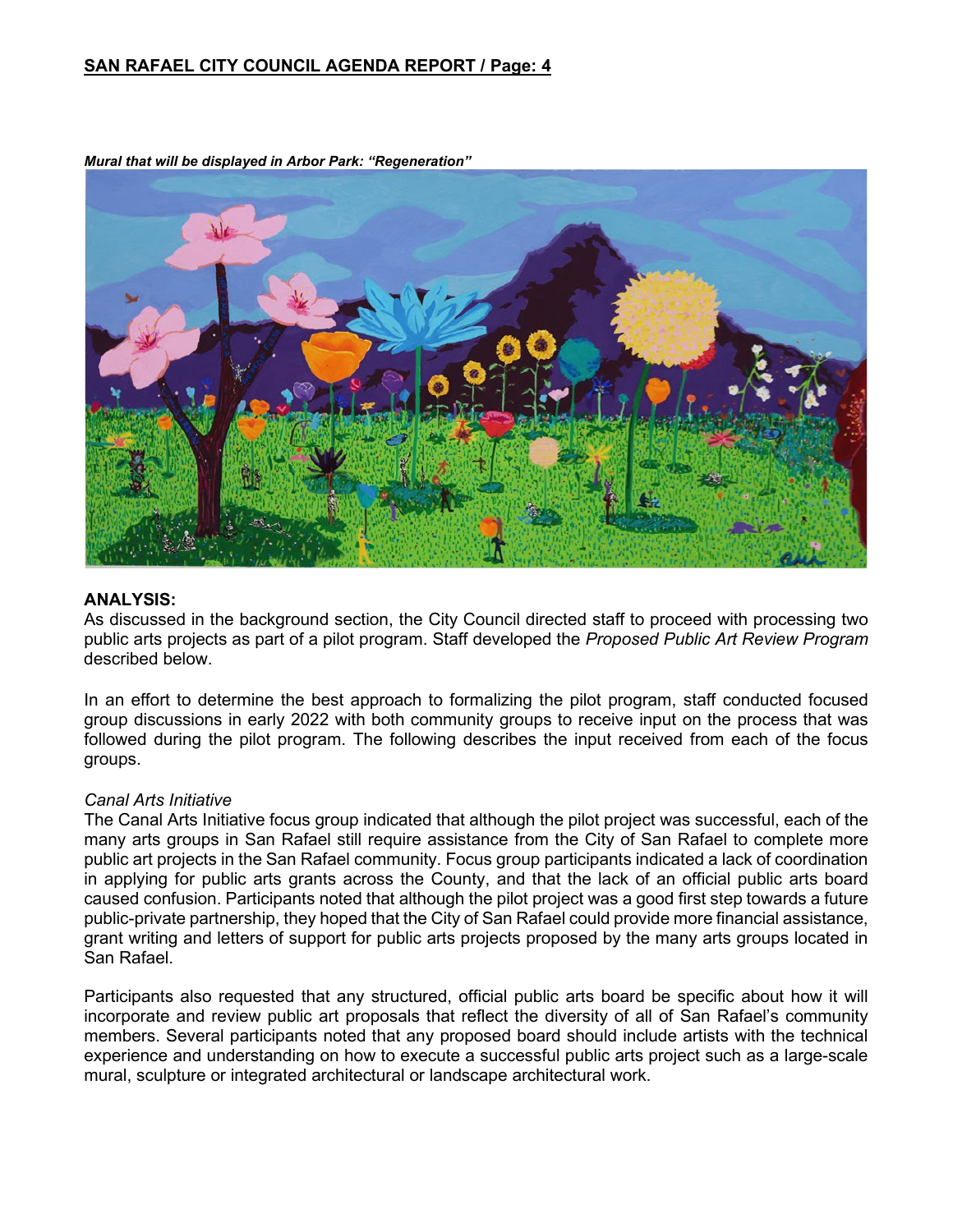***Mural that will be displayed in Arbor Park: "Regeneration"***

**ANALYSIS:**

As discussed in the background section, the City Council directed staff to proceed with processing two public arts projects as part of a pilot program. Staff developed the *Proposed Public Art Review Program* described below.

In an effort to determine the best approach to formalizing the pilot program, staff conducted focused group discussions in early 2022 with both community groups to receive input on the process that was followed during the pilot program. The following describes the input received from each of the focus groups.

*Canal Arts Initiative*

The Canal Arts Initiative focus group indicated that although the pilot project was successful, each of the many arts groups in San Rafael still require assistance from the City of San Rafael to complete more public art projects in the San Rafael community. Focus group participants indicated a lack of coordination in applying for public arts grants across the County, and that the lack of an official public arts board caused confusion. Participants noted that although the pilot project was a good first step towards a future public-private partnership, they hoped that the City of San Rafael could provide more financial assistance, grant writing and letters of support for public arts projects proposed by the many arts groups located in San Rafael.

Participants also requested that any structured, official public arts board be specific about how it will incorporate and review public art proposals that reflect the diversity of all of San Rafael's community members. Several participants noted that any proposed board should include artists with the technical experience and understanding on how to execute a successful public arts project such as a large-scale mural, sculpture or integrated architectural or landscape architectural work.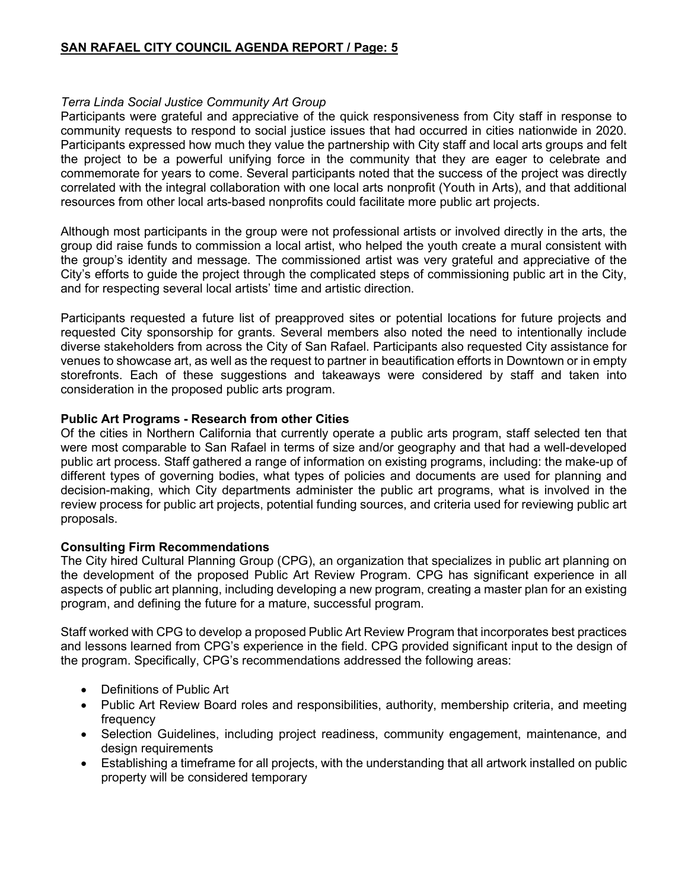*Terra Linda Social Justice Community Art Group*

Participants were grateful and appreciative of the quick responsiveness from City staff in response to community requests to respond to social justice issues that had occurred in cities nationwide in 2020. Participants expressed how much they value the partnership with City staff and local arts groups and felt the project to be a powerful unifying force in the community that they are eager to celebrate and commemorate for years to come. Several participants noted that the success of the project was directly correlated with the integral collaboration with one local arts nonprofit (Youth in Arts), and that additional resources from other local arts-based nonprofits could facilitate more public art projects.

Although most participants in the group were not professional artists or involved directly in the arts, the group did raise funds to commission a local artist, who helped the youth create a mural consistent with the group's identity and message. The commissioned artist was very grateful and appreciative of the City's efforts to guide the project through the complicated steps of commissioning public art in the City, and for respecting several local artists' time and artistic direction.

Participants requested a future list of preapproved sites or potential locations for future projects and requested City sponsorship for grants. Several members also noted the need to intentionally include diverse stakeholders from across the City of San Rafael. Participants also requested City assistance for venues to showcase art, as well as the request to partner in beautification efforts in Downtown or in empty storefronts. Each of these suggestions and takeaways were considered by staff and taken into consideration in the proposed public arts program.

**Public Art Programs - Research from other Cities**

Of the cities in Northern California that currently operate a public arts program, staff selected ten that were most comparable to San Rafael in terms of size and/or geography and that had a well-developed public art process. Staff gathered a range of information on existing programs, including: the make-up of different types of governing bodies, what types of policies and documents are used for planning and decision-making, which City departments administer the public art programs, what is involved in the review process for public art projects, potential funding sources, and criteria used for reviewing public art proposals.

**Consulting Firm Recommendations**

The City hired Cultural Planning Group (CPG), an organization that specializes in public art planning on the development of the proposed Public Art Review Program. CPG has significant experience in all aspects of public art planning, including developing a new program, creating a master plan for an existing program, and defining the future for a mature, successful program.

Staff worked with CPG to develop a proposed Public Art Review Program that incorporates best practices and lessons learned from CPG's experience in the field. CPG provided significant input to the design of the program. Specifically, CPG's recommendations addressed the following areas:

- Definitions of Public Art
- Public Art Review Board roles and responsibilities, authority, membership criteria, and meeting frequency
- Selection Guidelines, including project readiness, community engagement, maintenance, and design requirements
- Establishing a timeframe for all projects, with the understanding that all artwork installed on public property will be considered temporary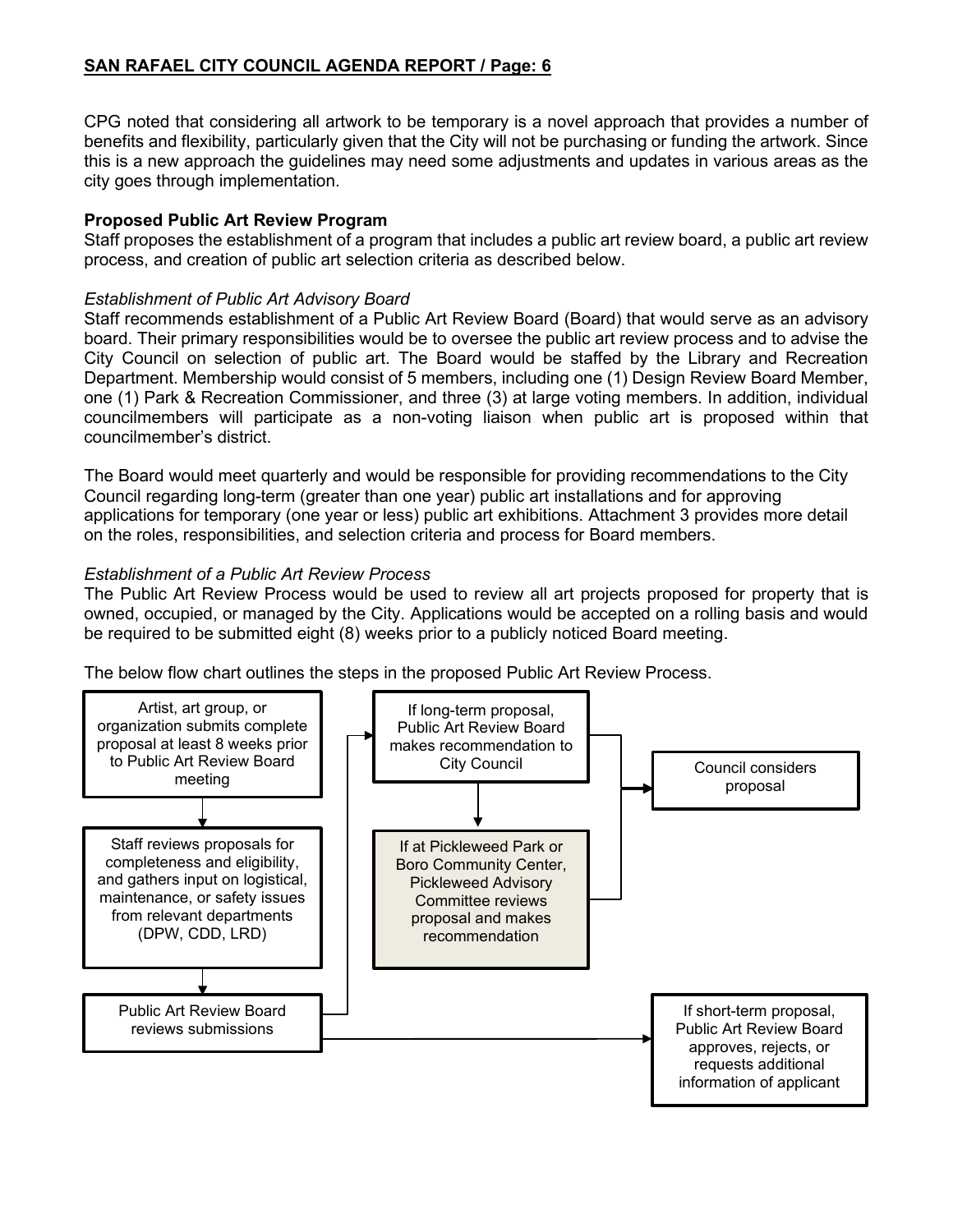CPG noted that considering all artwork to be temporary is a novel approach that provides a number of benefits and flexibility, particularly given that the City will not be purchasing or funding the artwork. Since this is a new approach the guidelines may need some adjustments and updates in various areas as the city goes through implementation.

**Proposed Public Art Review Program**

Staff proposes the establishment of a program that includes a public art review board, a public art review process, and creation of public art selection criteria as described below.

*Establishment of Public Art Advisory Board*

Staff recommends establishment of a Public Art Review Board (Board) that would serve as an advisory board. Their primary responsibilities would be to oversee the public art review process and to advise the City Council on selection of public art. The Board would be staffed by the Library and Recreation Department. Membership would consist of 5 members, including one (1) Design Review Board Member, one (1) Park & Recreation Commissioner, and three (3) at large voting members. In addition, individual councilmembers will participate as a non-voting liaison when public art is proposed within that councilmember's district.

The Board would meet quarterly and would be responsible for providing recommendations to the City Council regarding long-term (greater than one year) public art installations and for approving applications for temporary (one year or less) public art exhibitions. Attachment 3 provides more detail on the roles, responsibilities, and selection criteria and process for Board members.

*Establishment of a Public Art Review Process*

The Public Art Review Process would be used to review all art projects proposed for property that is owned, occupied, or managed by the City. Applications would be accepted on a rolling basis and would be required to be submitted eight (8) weeks prior to a publicly noticed Board meeting.

The below flow chart outlines the steps in the proposed Public Art Review Process.

1. Artist, art group, or organization submits complete proposal at least 8 weeks prior to Public Art Review Board meeting
2. Staff reviews proposals for completeness and eligibility, and gathers input on logistical, maintenance, or safety issues from relevant departments (DPW, CDD, LRD)
3. Public Art Review Board reviews submissions
   - If long-term proposal, Public Art Review Board makes recommendation to City Council
     - If at Pickleweed Park or Boro Community Center, Pickleweed Advisory Committee reviews proposal and makes recommendation
     - Council considers proposal
   - If short-term proposal, Public Art Review Board approves, rejects, or requests additional information of applicant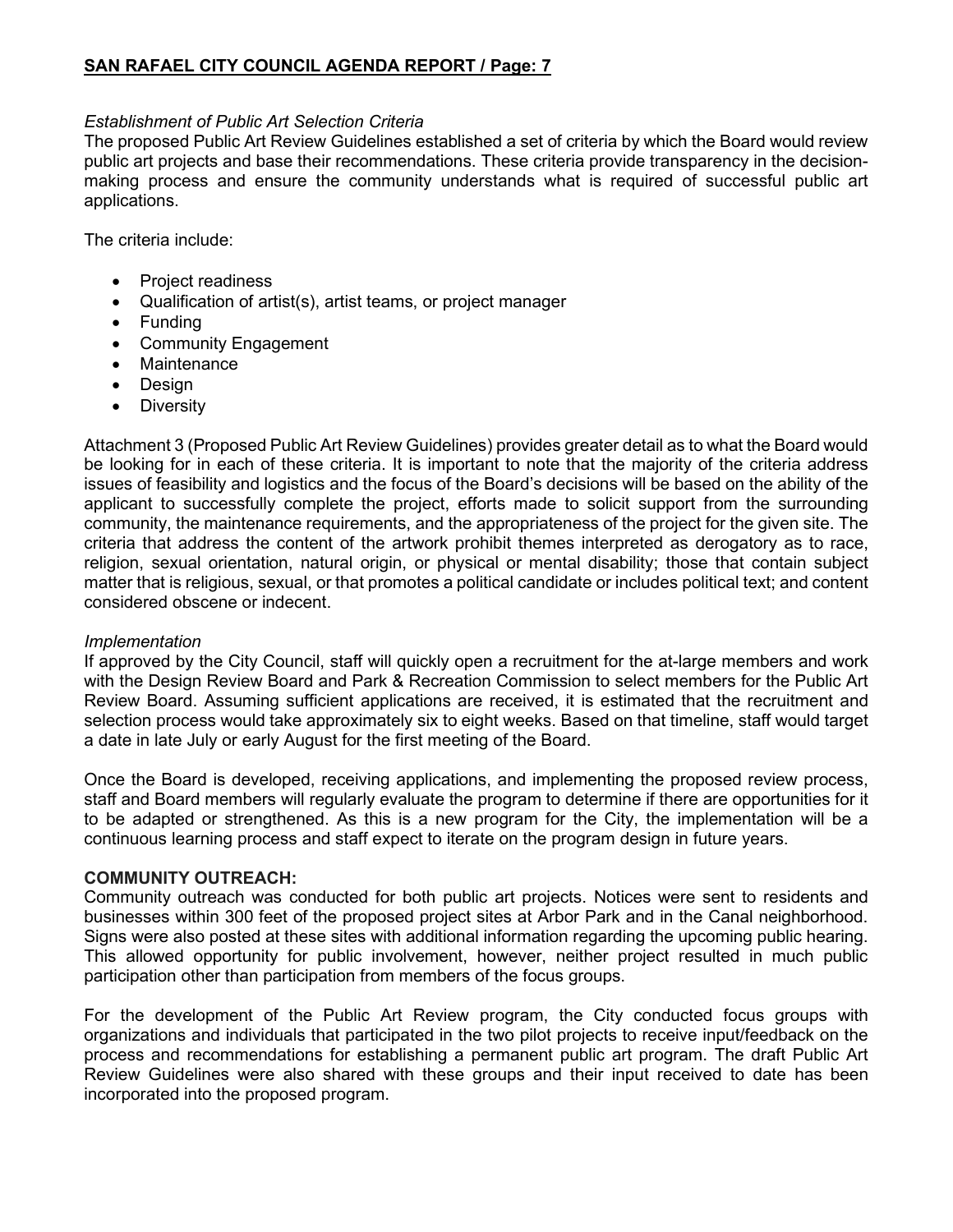*Establishment of Public Art Selection Criteria*
The proposed Public Art Review Guidelines established a set of criteria by which the Board would review public art projects and base their recommendations. These criteria provide transparency in the decision-making process and ensure the community understands what is required of successful public art applications.

The criteria include:

- Project readiness
- Qualification of artist(s), artist teams, or project manager
- Funding
- Community Engagement
- Maintenance
- Design
- Diversity

Attachment 3 (Proposed Public Art Review Guidelines) provides greater detail as to what the Board would be looking for in each of these criteria. It is important to note that the majority of the criteria address issues of feasibility and logistics and the focus of the Board's decisions will be based on the ability of the applicant to successfully complete the project, efforts made to solicit support from the surrounding community, the maintenance requirements, and the appropriateness of the project for the given site. The criteria that address the content of the artwork prohibit themes interpreted as derogatory as to race, religion, sexual orientation, natural origin, or physical or mental disability; those that contain subject matter that is religious, sexual, or that promotes a political candidate or includes political text; and content considered obscene or indecent.

*Implementation*
If approved by the City Council, staff will quickly open a recruitment for the at-large members and work with the Design Review Board and Park & Recreation Commission to select members for the Public Art Review Board. Assuming sufficient applications are received, it is estimated that the recruitment and selection process would take approximately six to eight weeks. Based on that timeline, staff would target a date in late July or early August for the first meeting of the Board.

Once the Board is developed, receiving applications, and implementing the proposed review process, staff and Board members will regularly evaluate the program to determine if there are opportunities for it to be adapted or strengthened. As this is a new program for the City, the implementation will be a continuous learning process and staff expect to iterate on the program design in future years.

**COMMUNITY OUTREACH:**
Community outreach was conducted for both public art projects. Notices were sent to residents and businesses within 300 feet of the proposed project sites at Arbor Park and in the Canal neighborhood. Signs were also posted at these sites with additional information regarding the upcoming public hearing. This allowed opportunity for public involvement, however, neither project resulted in much public participation other than participation from members of the focus groups.

For the development of the Public Art Review program, the City conducted focus groups with organizations and individuals that participated in the two pilot projects to receive input/feedback on the process and recommendations for establishing a permanent public art program. The draft Public Art Review Guidelines were also shared with these groups and their input received to date has been incorporated into the proposed program.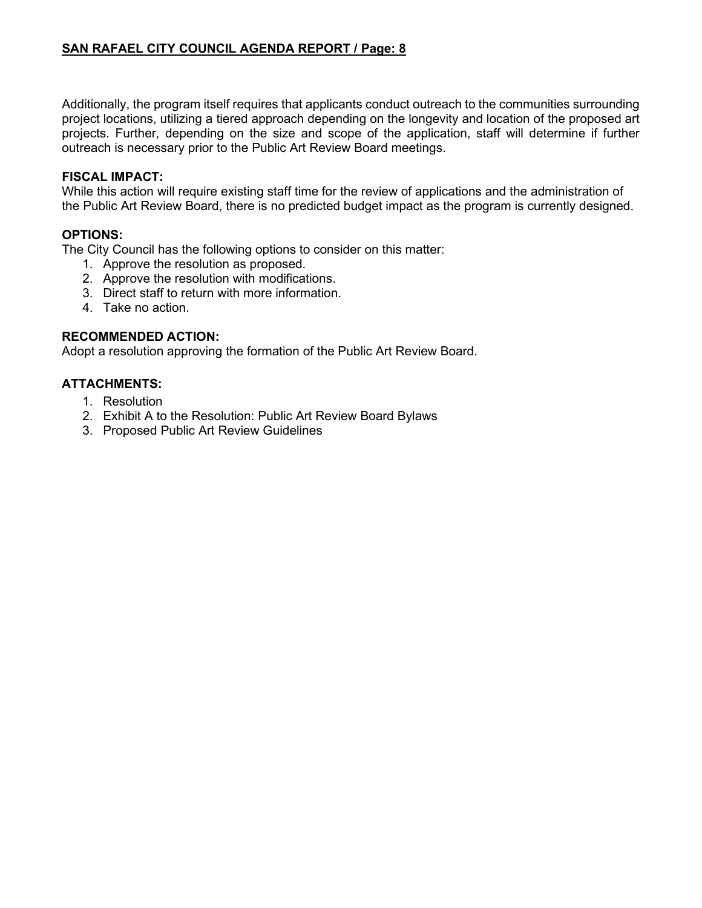Additionally, the program itself requires that applicants conduct outreach to the communities surrounding project locations, utilizing a tiered approach depending on the longevity and location of the proposed art projects. Further, depending on the size and scope of the application, staff will determine if further outreach is necessary prior to the Public Art Review Board meetings.

**FISCAL IMPACT:**

While this action will require existing staff time for the review of applications and the administration of the Public Art Review Board, there is no predicted budget impact as the program is currently designed.

**OPTIONS:**

The City Council has the following options to consider on this matter:

1. Approve the resolution as proposed.
2. Approve the resolution with modifications.
3. Direct staff to return with more information.
4. Take no action.

**RECOMMENDED ACTION:**

Adopt a resolution approving the formation of the Public Art Review Board.

**ATTACHMENTS:**

1. Resolution
2. Exhibit A to the Resolution: Public Art Review Board Bylaws
3. Proposed Public Art Review Guidelines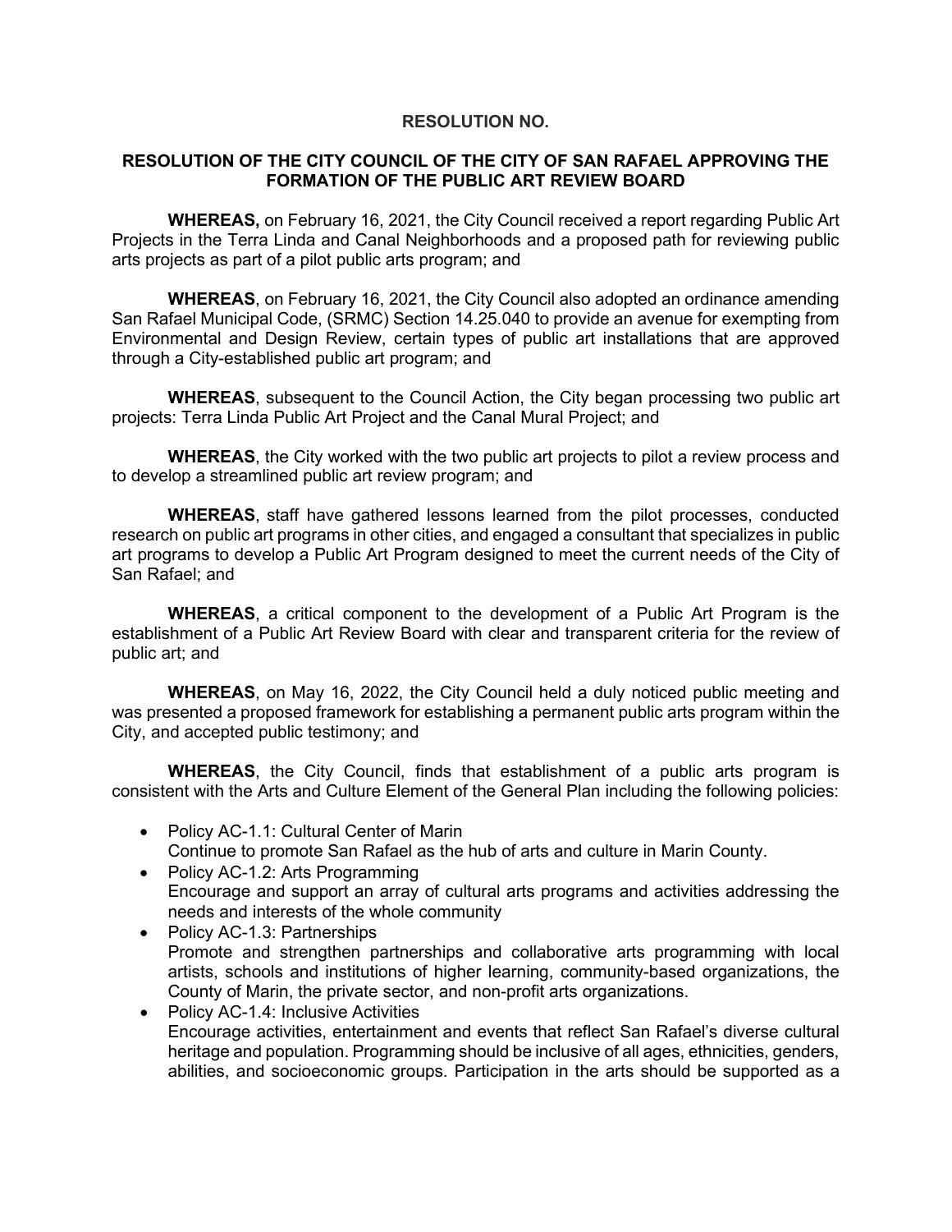**RESOLUTION NO.**

**RESOLUTION OF THE CITY COUNCIL OF THE CITY OF SAN RAFAEL APPROVING THE FORMATION OF THE PUBLIC ART REVIEW BOARD**

**WHEREAS,** on February 16, 2021, the City Council received a report regarding Public Art Projects in the Terra Linda and Canal Neighborhoods and a proposed path for reviewing public arts projects as part of a pilot public arts program; and

**WHEREAS**, on February 16, 2021, the City Council also adopted an ordinance amending San Rafael Municipal Code, (SRMC) Section 14.25.040 to provide an avenue for exempting from Environmental and Design Review, certain types of public art installations that are approved through a City-established public art program; and

**WHEREAS**, subsequent to the Council Action, the City began processing two public art projects: Terra Linda Public Art Project and the Canal Mural Project; and

**WHEREAS**, the City worked with the two public art projects to pilot a review process and to develop a streamlined public art review program; and

**WHEREAS**, staff have gathered lessons learned from the pilot processes, conducted research on public art programs in other cities, and engaged a consultant that specializes in public art programs to develop a Public Art Program designed to meet the current needs of the City of San Rafael; and

**WHEREAS**, a critical component to the development of a Public Art Program is the establishment of a Public Art Review Board with clear and transparent criteria for the review of public art; and

**WHEREAS**, on May 16, 2022, the City Council held a duly noticed public meeting and was presented a proposed framework for establishing a permanent public arts program within the City, and accepted public testimony; and

**WHEREAS**, the City Council, finds that establishment of a public arts program is consistent with the Arts and Culture Element of the General Plan including the following policies:

- Policy AC-1.1: Cultural Center of Marin
  Continue to promote San Rafael as the hub of arts and culture in Marin County.
- Policy AC-1.2: Arts Programming
  Encourage and support an array of cultural arts programs and activities addressing the needs and interests of the whole community
- Policy AC-1.3: Partnerships
  Promote and strengthen partnerships and collaborative arts programming with local artists, schools and institutions of higher learning, community-based organizations, the County of Marin, the private sector, and non-profit arts organizations.
- Policy AC-1.4: Inclusive Activities
  Encourage activities, entertainment and events that reflect San Rafael's diverse cultural heritage and population. Programming should be inclusive of all ages, ethnicities, genders, abilities, and socioeconomic groups. Participation in the arts should be supported as a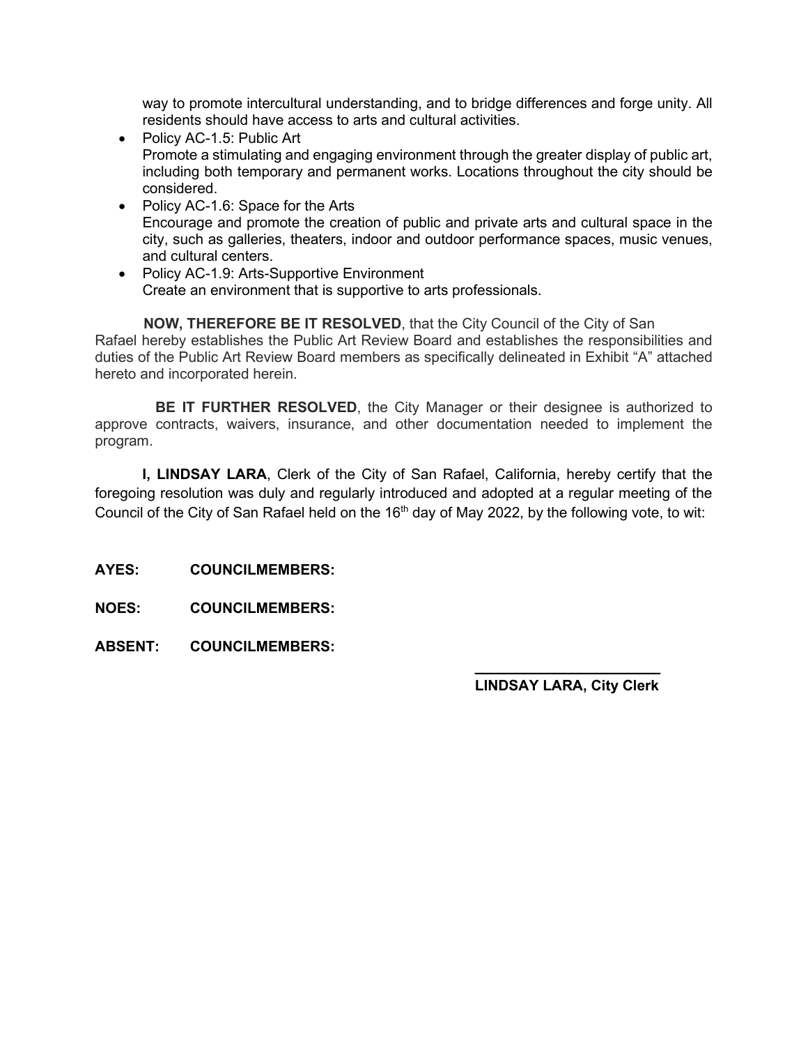way to promote intercultural understanding, and to bridge differences and forge unity. All residents should have access to arts and cultural activities.

- Policy AC-1.5: Public Art
  Promote a stimulating and engaging environment through the greater display of public art, including both temporary and permanent works. Locations throughout the city should be considered.
- Policy AC-1.6: Space for the Arts
  Encourage and promote the creation of public and private arts and cultural space in the city, such as galleries, theaters, indoor and outdoor performance spaces, music venues, and cultural centers.
- Policy AC-1.9: Arts-Supportive Environment
  Create an environment that is supportive to arts professionals.

**NOW, THEREFORE BE IT RESOLVED**, that the City Council of the City of San Rafael hereby establishes the Public Art Review Board and establishes the responsibilities and duties of the Public Art Review Board members as specifically delineated in Exhibit "A" attached hereto and incorporated herein.

**BE IT FURTHER RESOLVED**, the City Manager or their designee is authorized to approve contracts, waivers, insurance, and other documentation needed to implement the program.

**I, LINDSAY LARA**, Clerk of the City of San Rafael, California, hereby certify that the foregoing resolution was duly and regularly introduced and adopted at a regular meeting of the Council of the City of San Rafael held on the 16th day of May 2022, by the following vote, to wit:

**AYES: COUNCILMEMBERS:**

**NOES: COUNCILMEMBERS:**

**ABSENT: COUNCILMEMBERS:**

\_\_\_\_\_\_\_\_\_\_\_\_\_\_\_\_\_\_\_\_\_\_\_\_

**LINDSAY LARA, City Clerk**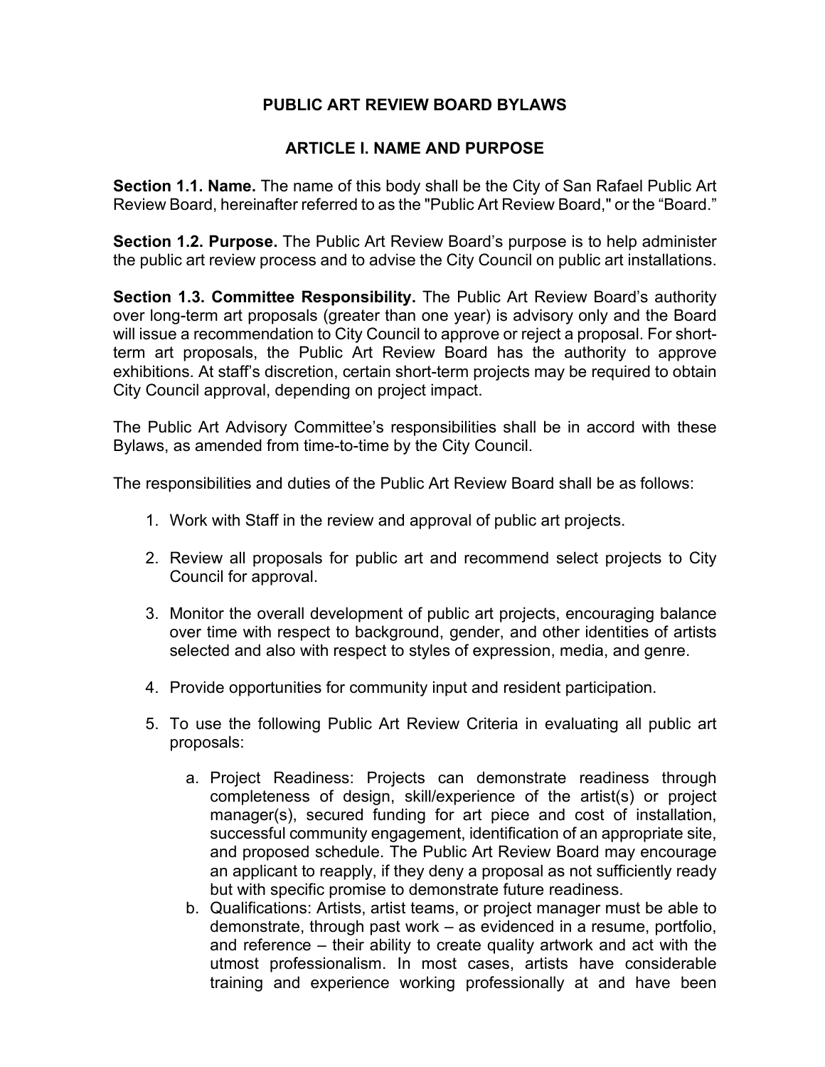# PUBLIC ART REVIEW BOARD BYLAWS

## ARTICLE I. NAME AND PURPOSE

**Section 1.1. Name.** The name of this body shall be the City of San Rafael Public Art Review Board, hereinafter referred to as the "Public Art Review Board," or the "Board."

**Section 1.2. Purpose.** The Public Art Review Board's purpose is to help administer the public art review process and to advise the City Council on public art installations.

**Section 1.3. Committee Responsibility.** The Public Art Review Board's authority over long-term art proposals (greater than one year) is advisory only and the Board will issue a recommendation to City Council to approve or reject a proposal. For short-term art proposals, the Public Art Review Board has the authority to approve exhibitions. At staff's discretion, certain short-term projects may be required to obtain City Council approval, depending on project impact.

The Public Art Advisory Committee's responsibilities shall be in accord with these Bylaws, as amended from time-to-time by the City Council.

The responsibilities and duties of the Public Art Review Board shall be as follows:

1. Work with Staff in the review and approval of public art projects.

2. Review all proposals for public art and recommend select projects to City Council for approval.

3. Monitor the overall development of public art projects, encouraging balance over time with respect to background, gender, and other identities of artists selected and also with respect to styles of expression, media, and genre.

4. Provide opportunities for community input and resident participation.

5. To use the following Public Art Review Criteria in evaluating all public art proposals:

    a. Project Readiness: Projects can demonstrate readiness through completeness of design, skill/experience of the artist(s) or project manager(s), secured funding for art piece and cost of installation, successful community engagement, identification of an appropriate site, and proposed schedule. The Public Art Review Board may encourage an applicant to reapply, if they deny a proposal as not sufficiently ready but with specific promise to demonstrate future readiness.
    b. Qualifications: Artists, artist teams, or project manager must be able to demonstrate, through past work – as evidenced in a resume, portfolio, and reference – their ability to create quality artwork and act with the utmost professionalism. In most cases, artists have considerable training and experience working professionally at and have been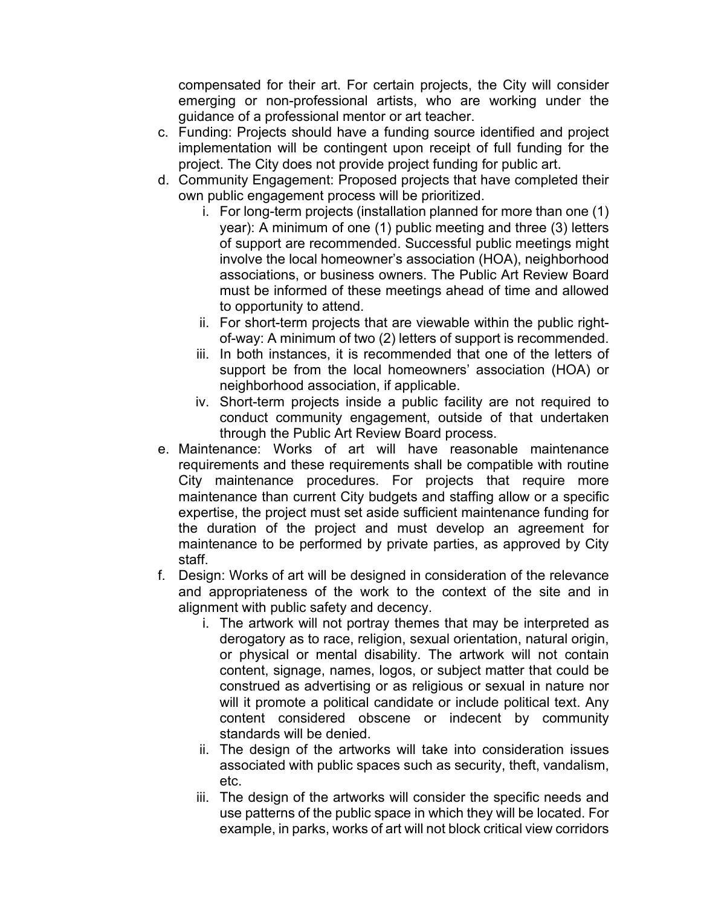compensated for their art. For certain projects, the City will consider emerging or non-professional artists, who are working under the guidance of a professional mentor or art teacher.

c. Funding: Projects should have a funding source identified and project implementation will be contingent upon receipt of full funding for the project. The City does not provide project funding for public art.
d. Community Engagement: Proposed projects that have completed their own public engagement process will be prioritized.
    i. For long-term projects (installation planned for more than one (1) year): A minimum of one (1) public meeting and three (3) letters of support are recommended. Successful public meetings might involve the local homeowner's association (HOA), neighborhood associations, or business owners. The Public Art Review Board must be informed of these meetings ahead of time and allowed to opportunity to attend.
    ii. For short-term projects that are viewable within the public right-of-way: A minimum of two (2) letters of support is recommended.
    iii. In both instances, it is recommended that one of the letters of support be from the local homeowners' association (HOA) or neighborhood association, if applicable.
    iv. Short-term projects inside a public facility are not required to conduct community engagement, outside of that undertaken through the Public Art Review Board process.
e. Maintenance: Works of art will have reasonable maintenance requirements and these requirements shall be compatible with routine City maintenance procedures. For projects that require more maintenance than current City budgets and staffing allow or a specific expertise, the project must set aside sufficient maintenance funding for the duration of the project and must develop an agreement for maintenance to be performed by private parties, as approved by City staff.
f. Design: Works of art will be designed in consideration of the relevance and appropriateness of the work to the context of the site and in alignment with public safety and decency.
    i. The artwork will not portray themes that may be interpreted as derogatory as to race, religion, sexual orientation, natural origin, or physical or mental disability. The artwork will not contain content, signage, names, logos, or subject matter that could be construed as advertising or as religious or sexual in nature nor will it promote a political candidate or include political text. Any content considered obscene or indecent by community standards will be denied.
    ii. The design of the artworks will take into consideration issues associated with public spaces such as security, theft, vandalism, etc.
    iii. The design of the artworks will consider the specific needs and use patterns of the public space in which they will be located. For example, in parks, works of art will not block critical view corridors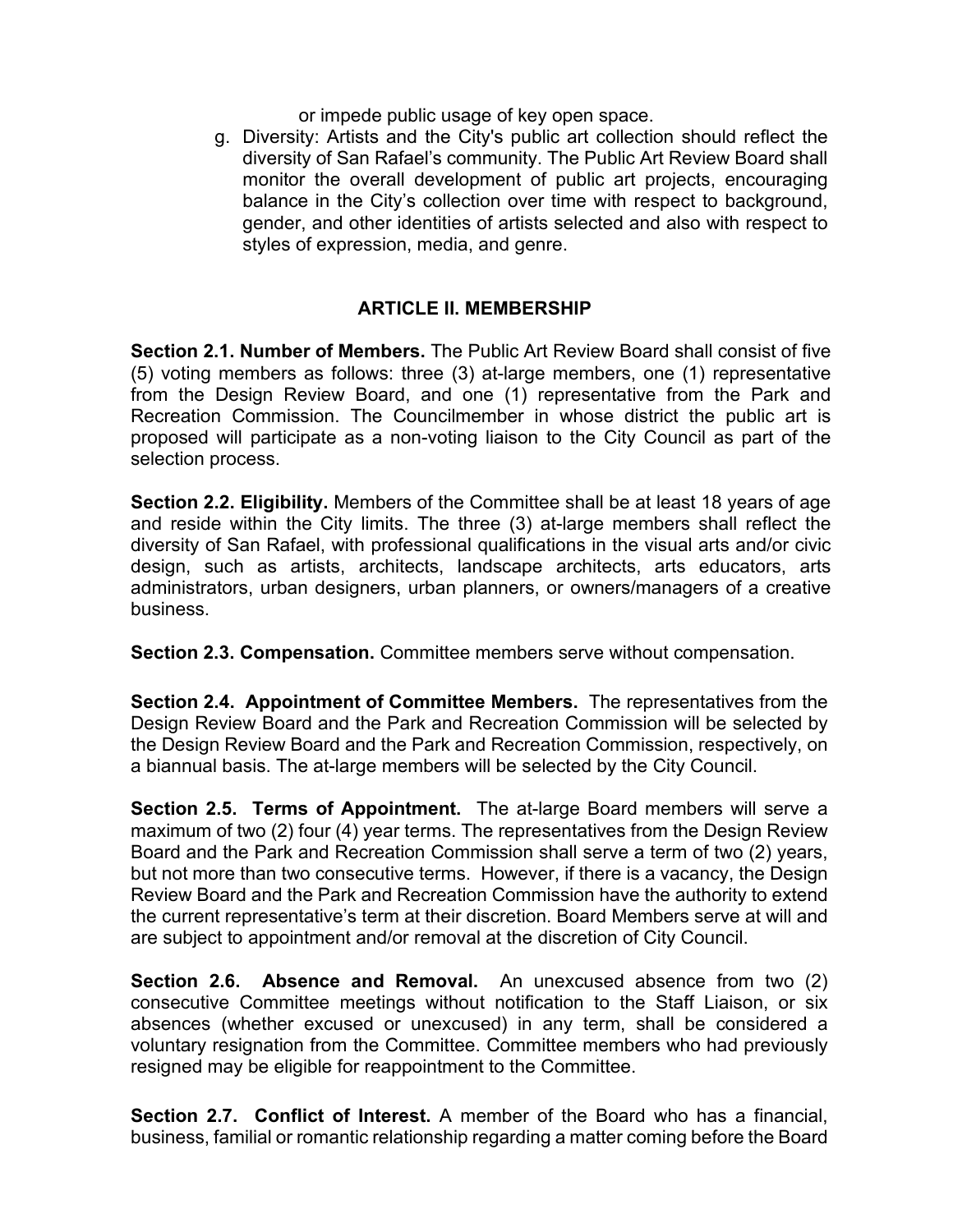or impede public usage of key open space.

g. Diversity: Artists and the City's public art collection should reflect the diversity of San Rafael's community. The Public Art Review Board shall monitor the overall development of public art projects, encouraging balance in the City's collection over time with respect to background, gender, and other identities of artists selected and also with respect to styles of expression, media, and genre.

## ARTICLE II. MEMBERSHIP

**Section 2.1. Number of Members.** The Public Art Review Board shall consist of five (5) voting members as follows: three (3) at-large members, one (1) representative from the Design Review Board, and one (1) representative from the Park and Recreation Commission. The Councilmember in whose district the public art is proposed will participate as a non-voting liaison to the City Council as part of the selection process.

**Section 2.2. Eligibility.** Members of the Committee shall be at least 18 years of age and reside within the City limits. The three (3) at-large members shall reflect the diversity of San Rafael, with professional qualifications in the visual arts and/or civic design, such as artists, architects, landscape architects, arts educators, arts administrators, urban designers, urban planners, or owners/managers of a creative business.

**Section 2.3. Compensation.** Committee members serve without compensation.

**Section 2.4. Appointment of Committee Members.** The representatives from the Design Review Board and the Park and Recreation Commission will be selected by the Design Review Board and the Park and Recreation Commission, respectively, on a biannual basis. The at-large members will be selected by the City Council.

**Section 2.5. Terms of Appointment.** The at-large Board members will serve a maximum of two (2) four (4) year terms. The representatives from the Design Review Board and the Park and Recreation Commission shall serve a term of two (2) years, but not more than two consecutive terms. However, if there is a vacancy, the Design Review Board and the Park and Recreation Commission have the authority to extend the current representative's term at their discretion. Board Members serve at will and are subject to appointment and/or removal at the discretion of City Council.

**Section 2.6. Absence and Removal.** An unexcused absence from two (2) consecutive Committee meetings without notification to the Staff Liaison, or six absences (whether excused or unexcused) in any term, shall be considered a voluntary resignation from the Committee. Committee members who had previously resigned may be eligible for reappointment to the Committee.

**Section 2.7. Conflict of Interest.** A member of the Board who has a financial, business, familial or romantic relationship regarding a matter coming before the Board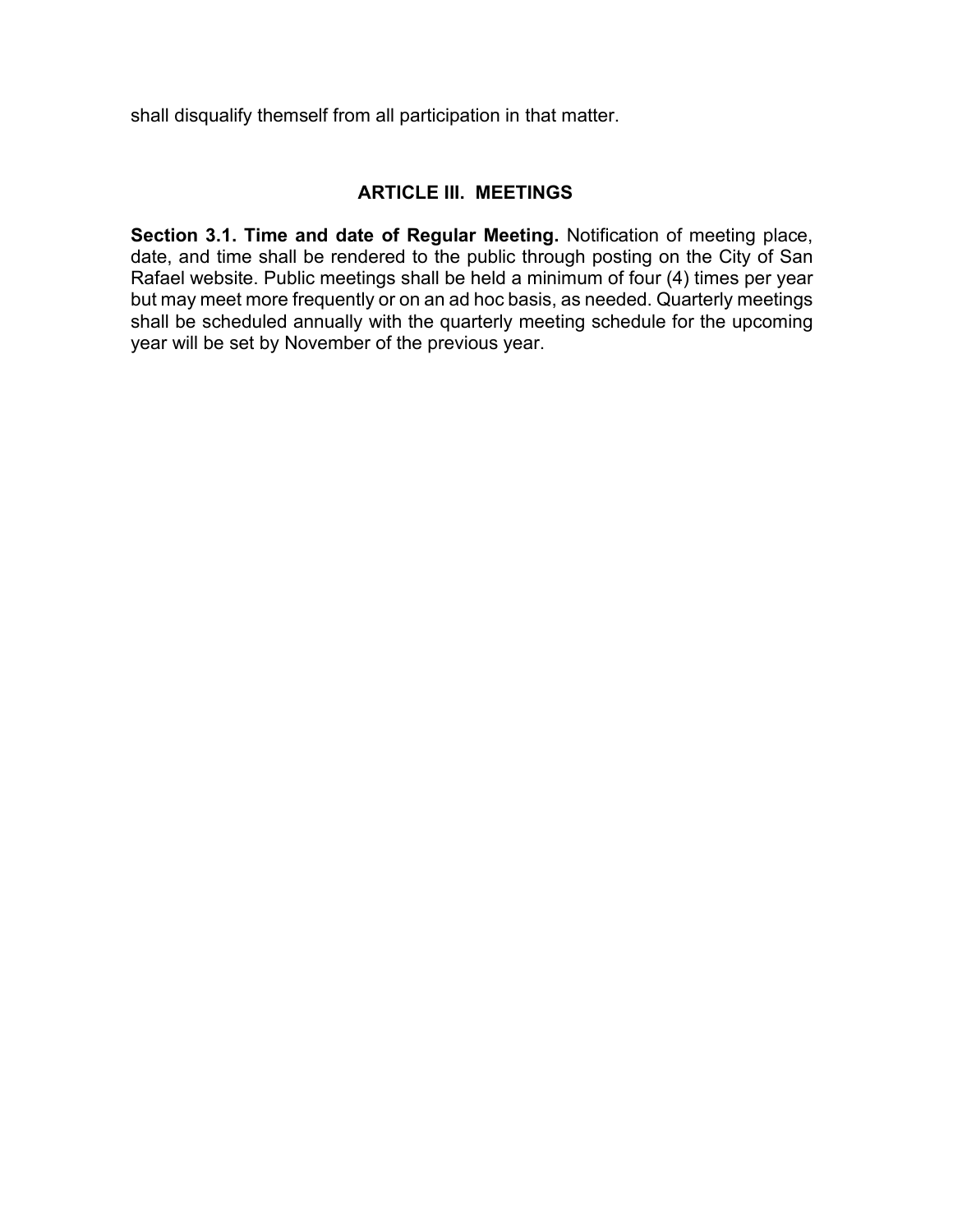shall disqualify themself from all participation in that matter.

## ARTICLE III. MEETINGS

**Section 3.1. Time and date of Regular Meeting.** Notification of meeting place, date, and time shall be rendered to the public through posting on the City of San Rafael website. Public meetings shall be held a minimum of four (4) times per year but may meet more frequently or on an ad hoc basis, as needed. Quarterly meetings shall be scheduled annually with the quarterly meeting schedule for the upcoming year will be set by November of the previous year.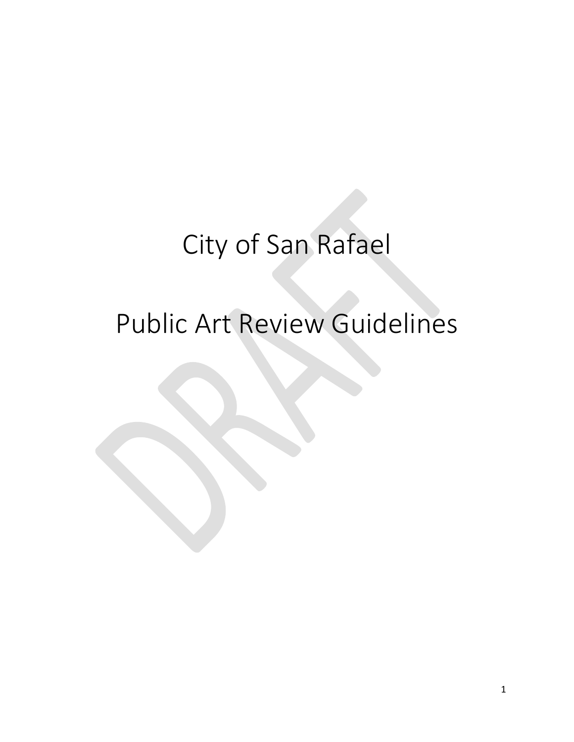# City of San Rafael

# Public Art Review Guidelines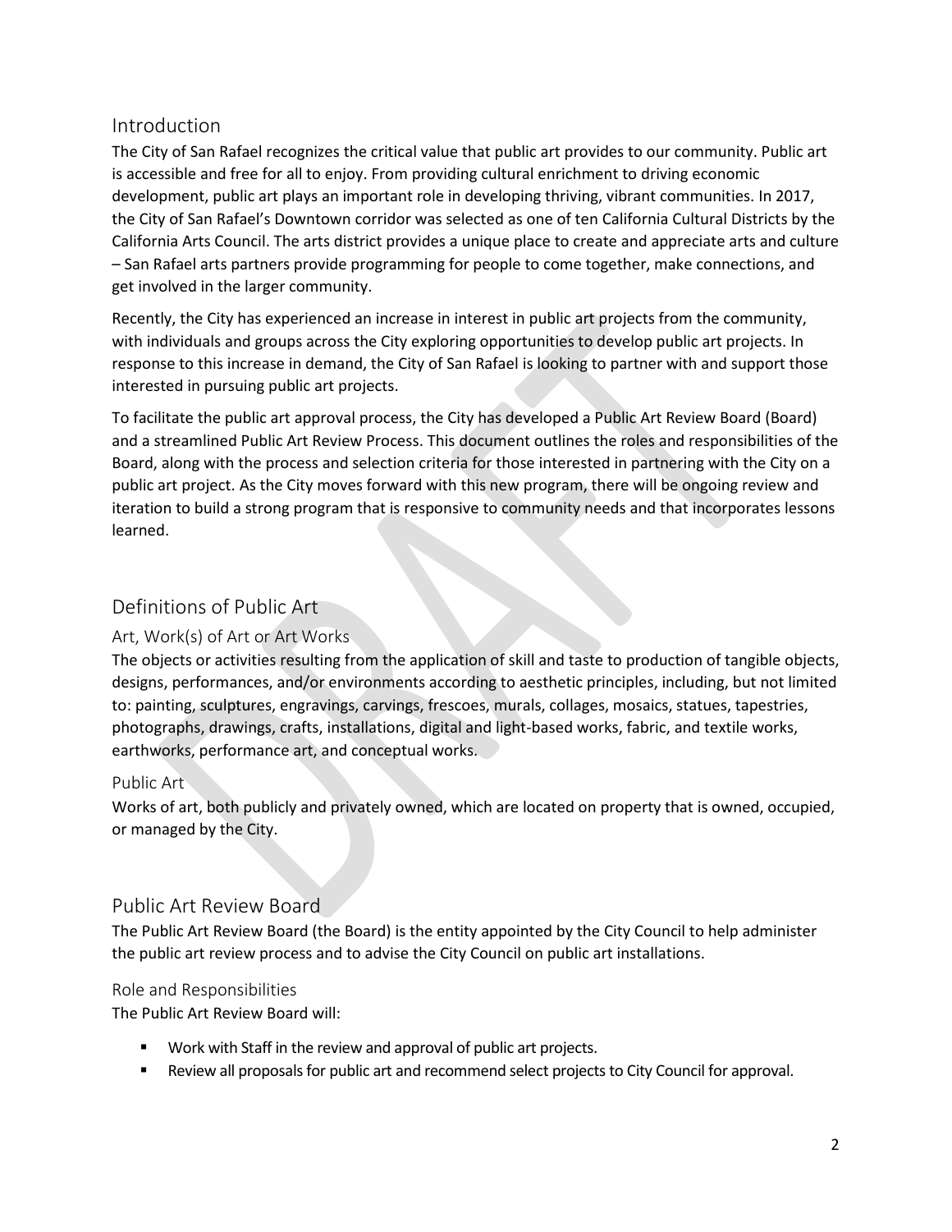## Introduction

The City of San Rafael recognizes the critical value that public art provides to our community. Public art is accessible and free for all to enjoy. From providing cultural enrichment to driving economic development, public art plays an important role in developing thriving, vibrant communities. In 2017, the City of San Rafael's Downtown corridor was selected as one of ten California Cultural Districts by the California Arts Council. The arts district provides a unique place to create and appreciate arts and culture – San Rafael arts partners provide programming for people to come together, make connections, and get involved in the larger community.

Recently, the City has experienced an increase in interest in public art projects from the community, with individuals and groups across the City exploring opportunities to develop public art projects. In response to this increase in demand, the City of San Rafael is looking to partner with and support those interested in pursuing public art projects.

To facilitate the public art approval process, the City has developed a Public Art Review Board (Board) and a streamlined Public Art Review Process. This document outlines the roles and responsibilities of the Board, along with the process and selection criteria for those interested in partnering with the City on a public art project. As the City moves forward with this new program, there will be ongoing review and iteration to build a strong program that is responsive to community needs and that incorporates lessons learned.

## Definitions of Public Art

### Art, Work(s) of Art or Art Works

The objects or activities resulting from the application of skill and taste to production of tangible objects, designs, performances, and/or environments according to aesthetic principles, including, but not limited to: painting, sculptures, engravings, carvings, frescoes, murals, collages, mosaics, statues, tapestries, photographs, drawings, crafts, installations, digital and light-based works, fabric, and textile works, earthworks, performance art, and conceptual works.

### Public Art

Works of art, both publicly and privately owned, which are located on property that is owned, occupied, or managed by the City.

## Public Art Review Board

The Public Art Review Board (the Board) is the entity appointed by the City Council to help administer the public art review process and to advise the City Council on public art installations.

### Role and Responsibilities

The Public Art Review Board will:

- Work with Staff in the review and approval of public art projects.
- Review all proposals for public art and recommend select projects to City Council for approval.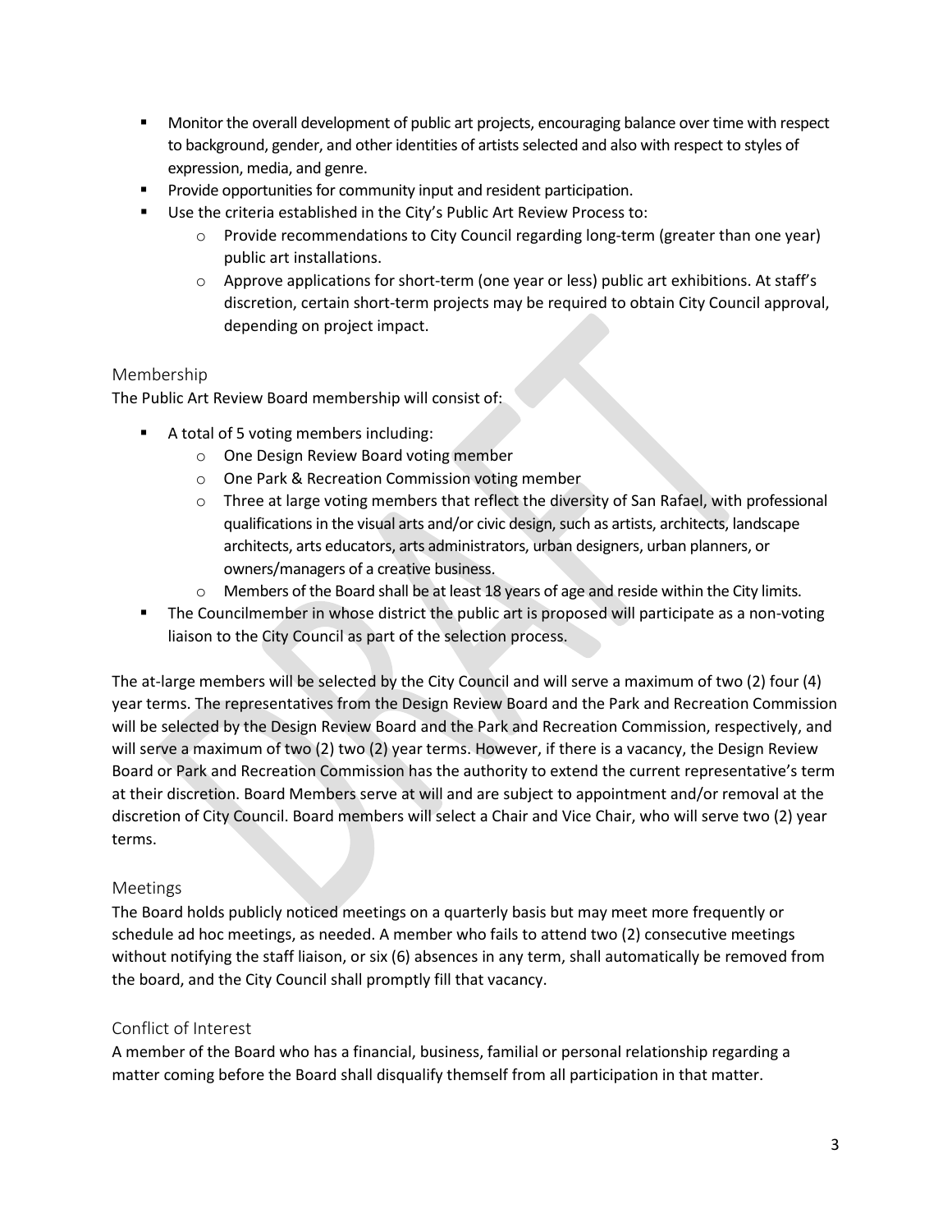- Monitor the overall development of public art projects, encouraging balance over time with respect to background, gender, and other identities of artists selected and also with respect to styles of expression, media, and genre.
- Provide opportunities for community input and resident participation.
- Use the criteria established in the City's Public Art Review Process to:
  - Provide recommendations to City Council regarding long-term (greater than one year) public art installations.
  - Approve applications for short-term (one year or less) public art exhibitions. At staff's discretion, certain short-term projects may be required to obtain City Council approval, depending on project impact.

## Membership

The Public Art Review Board membership will consist of:

- A total of 5 voting members including:
  - One Design Review Board voting member
  - One Park & Recreation Commission voting member
  - Three at large voting members that reflect the diversity of San Rafael, with professional qualifications in the visual arts and/or civic design, such as artists, architects, landscape architects, arts educators, arts administrators, urban designers, urban planners, or owners/managers of a creative business.
  - Members of the Board shall be at least 18 years of age and reside within the City limits.
- The Councilmember in whose district the public art is proposed will participate as a non-voting liaison to the City Council as part of the selection process.

The at-large members will be selected by the City Council and will serve a maximum of two (2) four (4) year terms. The representatives from the Design Review Board and the Park and Recreation Commission will be selected by the Design Review Board and the Park and Recreation Commission, respectively, and will serve a maximum of two (2) two (2) year terms. However, if there is a vacancy, the Design Review Board or Park and Recreation Commission has the authority to extend the current representative's term at their discretion. Board Members serve at will and are subject to appointment and/or removal at the discretion of City Council. Board members will select a Chair and Vice Chair, who will serve two (2) year terms.

## Meetings

The Board holds publicly noticed meetings on a quarterly basis but may meet more frequently or schedule ad hoc meetings, as needed. A member who fails to attend two (2) consecutive meetings without notifying the staff liaison, or six (6) absences in any term, shall automatically be removed from the board, and the City Council shall promptly fill that vacancy.

## Conflict of Interest

A member of the Board who has a financial, business, familial or personal relationship regarding a matter coming before the Board shall disqualify themself from all participation in that matter.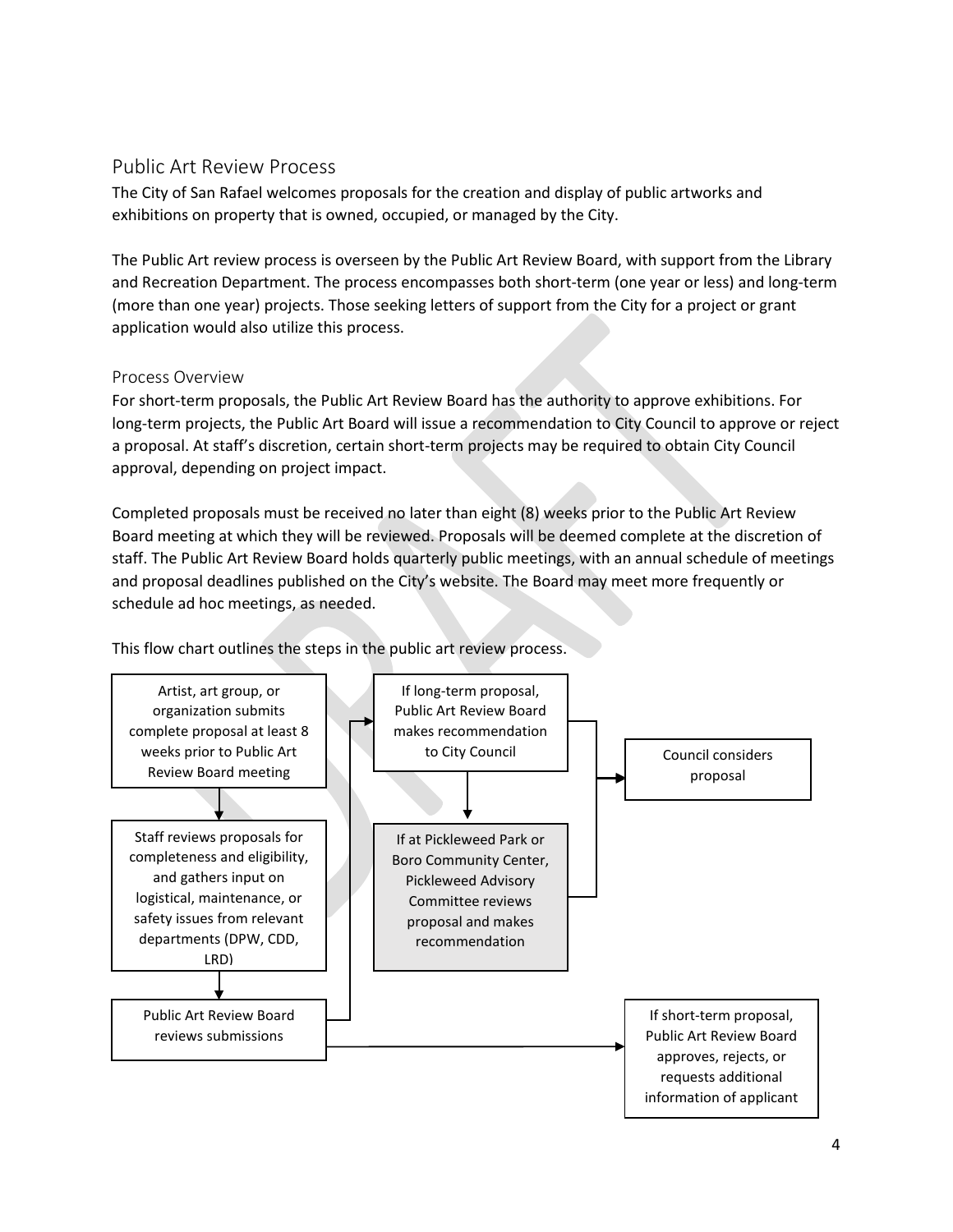## Public Art Review Process

The City of San Rafael welcomes proposals for the creation and display of public artworks and exhibitions on property that is owned, occupied, or managed by the City.

The Public Art review process is overseen by the Public Art Review Board, with support from the Library and Recreation Department. The process encompasses both short-term (one year or less) and long-term (more than one year) projects. Those seeking letters of support from the City for a project or grant application would also utilize this process.

### Process Overview

For short-term proposals, the Public Art Review Board has the authority to approve exhibitions. For long-term projects, the Public Art Board will issue a recommendation to City Council to approve or reject a proposal. At staff's discretion, certain short-term projects may be required to obtain City Council approval, depending on project impact.

Completed proposals must be received no later than eight (8) weeks prior to the Public Art Review Board meeting at which they will be reviewed. Proposals will be deemed complete at the discretion of staff. The Public Art Review Board holds quarterly public meetings, with an annual schedule of meetings and proposal deadlines published on the City's website. The Board may meet more frequently or schedule ad hoc meetings, as needed.

This flow chart outlines the steps in the public art review process.

1. Artist, art group, or organization submits complete proposal at least 8 weeks prior to Public Art Review Board meeting
2. Staff reviews proposals for completeness and eligibility, and gathers input on logistical, maintenance, or safety issues from relevant departments (DPW, CDD, LRD)
3. Public Art Review Board reviews submissions
   - If long-term proposal, Public Art Review Board makes recommendation to City Council
     - If at Pickleweed Park or Boro Community Center, Pickleweed Advisory Committee reviews proposal and makes recommendation
     - Council considers proposal
   - If short-term proposal, Public Art Review Board approves, rejects, or requests additional information of applicant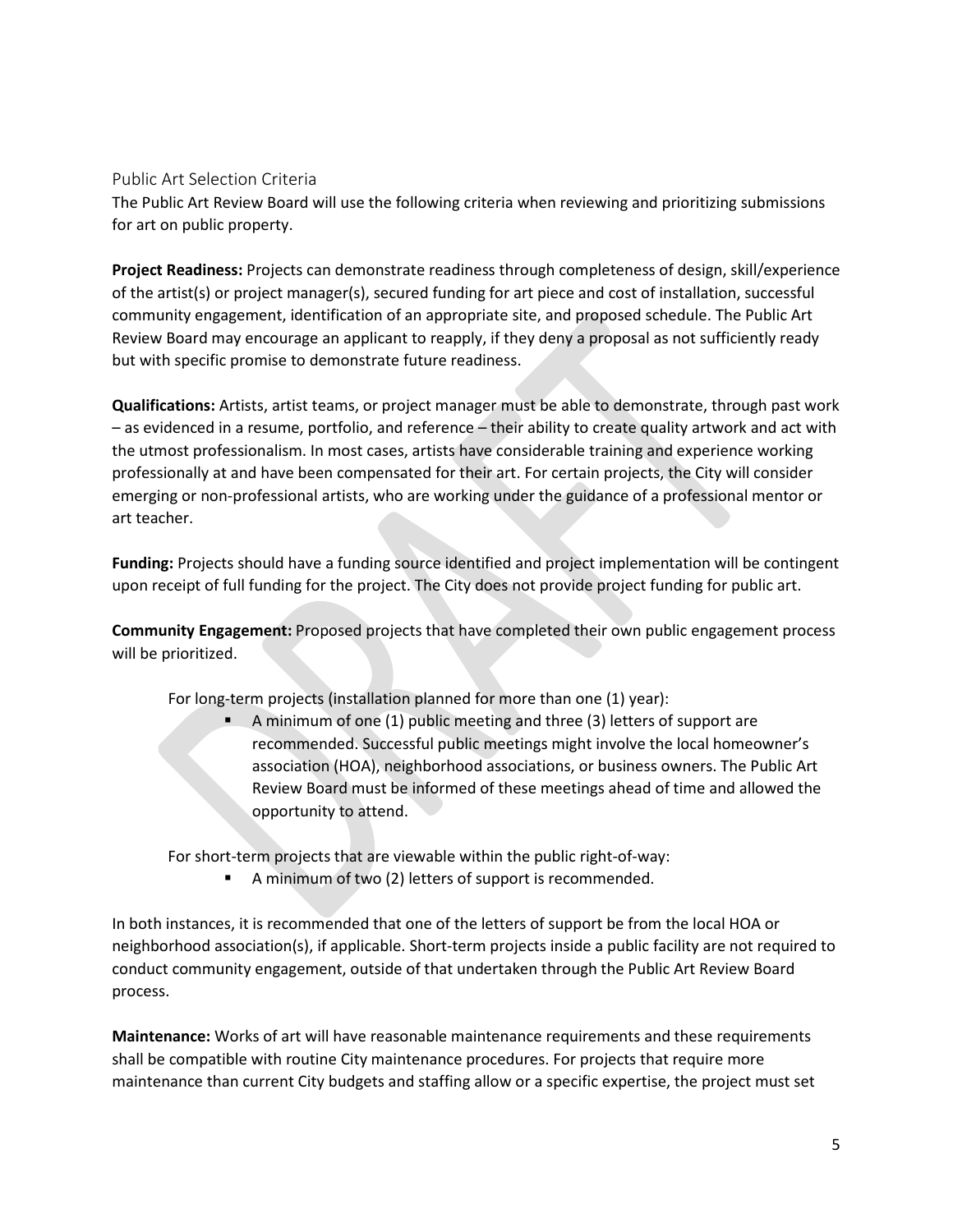## Public Art Selection Criteria

The Public Art Review Board will use the following criteria when reviewing and prioritizing submissions for art on public property.

**Project Readiness:** Projects can demonstrate readiness through completeness of design, skill/experience of the artist(s) or project manager(s), secured funding for art piece and cost of installation, successful community engagement, identification of an appropriate site, and proposed schedule. The Public Art Review Board may encourage an applicant to reapply, if they deny a proposal as not sufficiently ready but with specific promise to demonstrate future readiness.

**Qualifications:** Artists, artist teams, or project manager must be able to demonstrate, through past work – as evidenced in a resume, portfolio, and reference – their ability to create quality artwork and act with the utmost professionalism. In most cases, artists have considerable training and experience working professionally at and have been compensated for their art. For certain projects, the City will consider emerging or non-professional artists, who are working under the guidance of a professional mentor or art teacher.

**Funding:** Projects should have a funding source identified and project implementation will be contingent upon receipt of full funding for the project. The City does not provide project funding for public art.

**Community Engagement:** Proposed projects that have completed their own public engagement process will be prioritized.

For long-term projects (installation planned for more than one (1) year):

- A minimum of one (1) public meeting and three (3) letters of support are recommended. Successful public meetings might involve the local homeowner's association (HOA), neighborhood associations, or business owners. The Public Art Review Board must be informed of these meetings ahead of time and allowed the opportunity to attend.

For short-term projects that are viewable within the public right-of-way:

- A minimum of two (2) letters of support is recommended.

In both instances, it is recommended that one of the letters of support be from the local HOA or neighborhood association(s), if applicable. Short-term projects inside a public facility are not required to conduct community engagement, outside of that undertaken through the Public Art Review Board process.

**Maintenance:** Works of art will have reasonable maintenance requirements and these requirements shall be compatible with routine City maintenance procedures. For projects that require more maintenance than current City budgets and staffing allow or a specific expertise, the project must set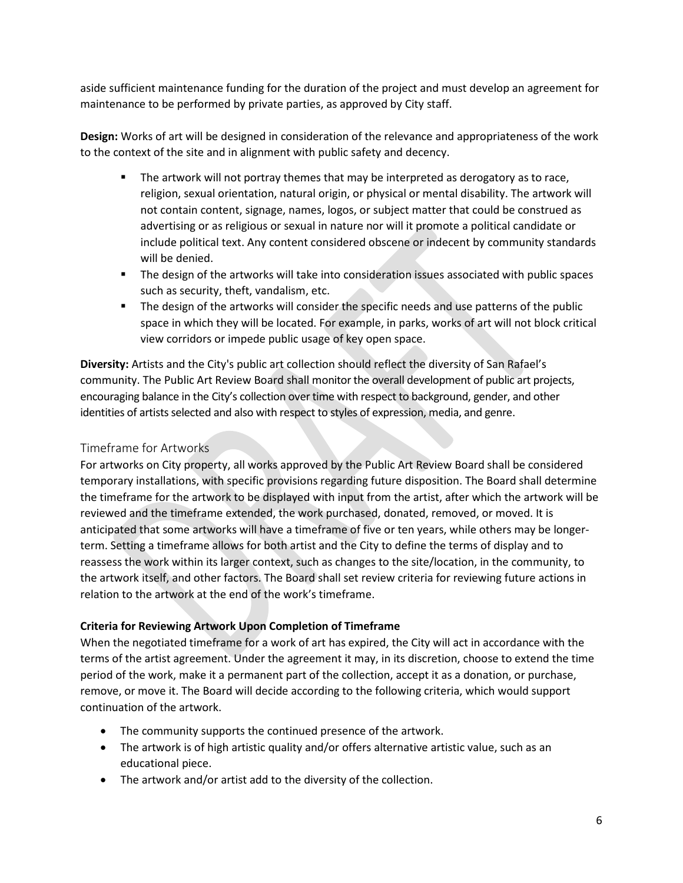aside sufficient maintenance funding for the duration of the project and must develop an agreement for maintenance to be performed by private parties, as approved by City staff.

**Design:** Works of art will be designed in consideration of the relevance and appropriateness of the work to the context of the site and in alignment with public safety and decency.

- The artwork will not portray themes that may be interpreted as derogatory as to race, religion, sexual orientation, natural origin, or physical or mental disability. The artwork will not contain content, signage, names, logos, or subject matter that could be construed as advertising or as religious or sexual in nature nor will it promote a political candidate or include political text. Any content considered obscene or indecent by community standards will be denied.
- The design of the artworks will take into consideration issues associated with public spaces such as security, theft, vandalism, etc.
- The design of the artworks will consider the specific needs and use patterns of the public space in which they will be located. For example, in parks, works of art will not block critical view corridors or impede public usage of key open space.

**Diversity:** Artists and the City's public art collection should reflect the diversity of San Rafael's community. The Public Art Review Board shall monitor the overall development of public art projects, encouraging balance in the City's collection over time with respect to background, gender, and other identities of artists selected and also with respect to styles of expression, media, and genre.

## Timeframe for Artworks

For artworks on City property, all works approved by the Public Art Review Board shall be considered temporary installations, with specific provisions regarding future disposition. The Board shall determine the timeframe for the artwork to be displayed with input from the artist, after which the artwork will be reviewed and the timeframe extended, the work purchased, donated, removed, or moved. It is anticipated that some artworks will have a timeframe of five or ten years, while others may be longer-term. Setting a timeframe allows for both artist and the City to define the terms of display and to reassess the work within its larger context, such as changes to the site/location, in the community, to the artwork itself, and other factors. The Board shall set review criteria for reviewing future actions in relation to the artwork at the end of the work's timeframe.

**Criteria for Reviewing Artwork Upon Completion of Timeframe**

When the negotiated timeframe for a work of art has expired, the City will act in accordance with the terms of the artist agreement. Under the agreement it may, in its discretion, choose to extend the time period of the work, make it a permanent part of the collection, accept it as a donation, or purchase, remove, or move it. The Board will decide according to the following criteria, which would support continuation of the artwork.

- The community supports the continued presence of the artwork.
- The artwork is of high artistic quality and/or offers alternative artistic value, such as an educational piece.
- The artwork and/or artist add to the diversity of the collection.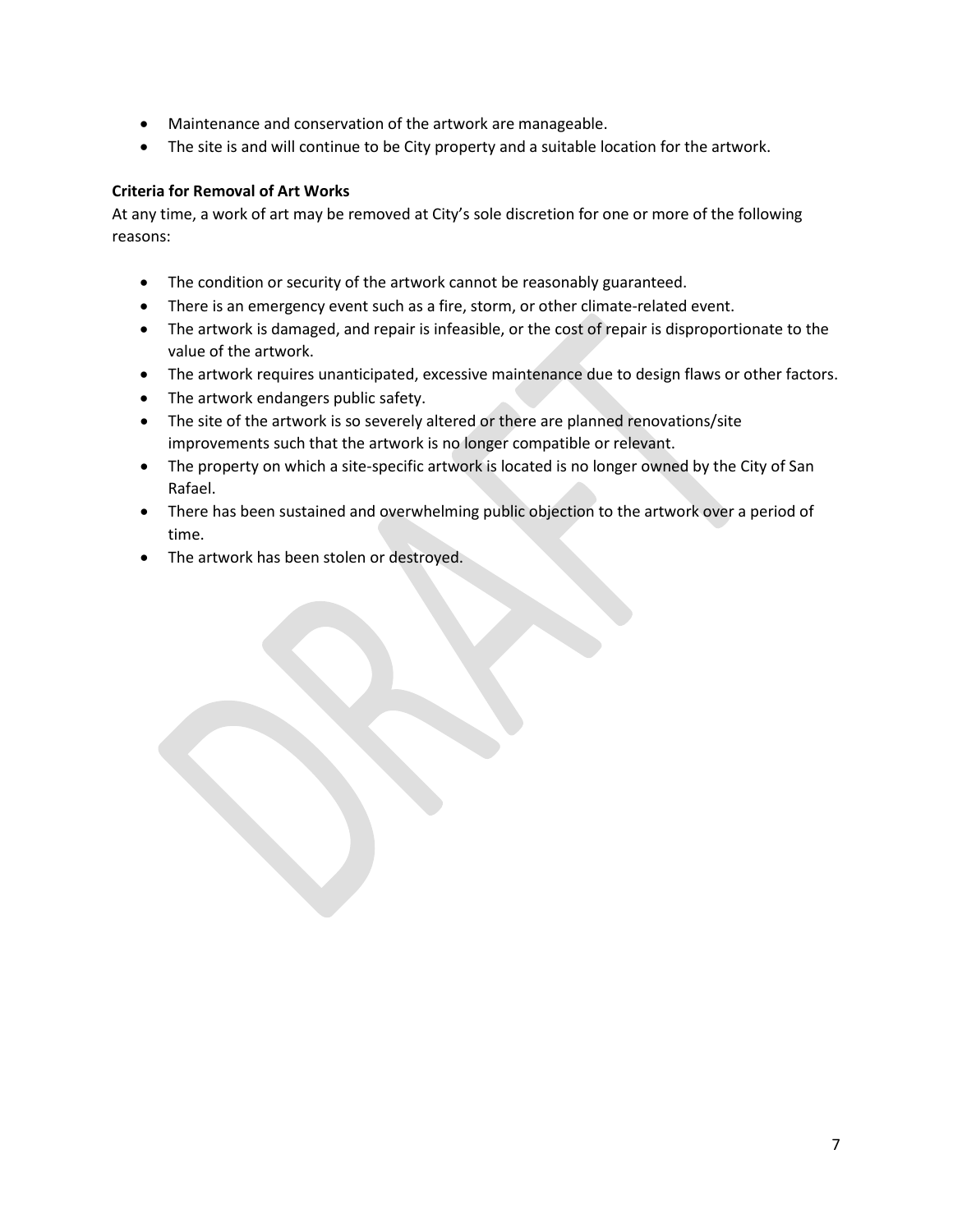- Maintenance and conservation of the artwork are manageable.
- The site is and will continue to be City property and a suitable location for the artwork.

**Criteria for Removal of Art Works**

At any time, a work of art may be removed at City's sole discretion for one or more of the following reasons:

- The condition or security of the artwork cannot be reasonably guaranteed.
- There is an emergency event such as a fire, storm, or other climate-related event.
- The artwork is damaged, and repair is infeasible, or the cost of repair is disproportionate to the value of the artwork.
- The artwork requires unanticipated, excessive maintenance due to design flaws or other factors.
- The artwork endangers public safety.
- The site of the artwork is so severely altered or there are planned renovations/site improvements such that the artwork is no longer compatible or relevant.
- The property on which a site-specific artwork is located is no longer owned by the City of San Rafael.
- There has been sustained and overwhelming public objection to the artwork over a period of time.
- The artwork has been stolen or destroyed.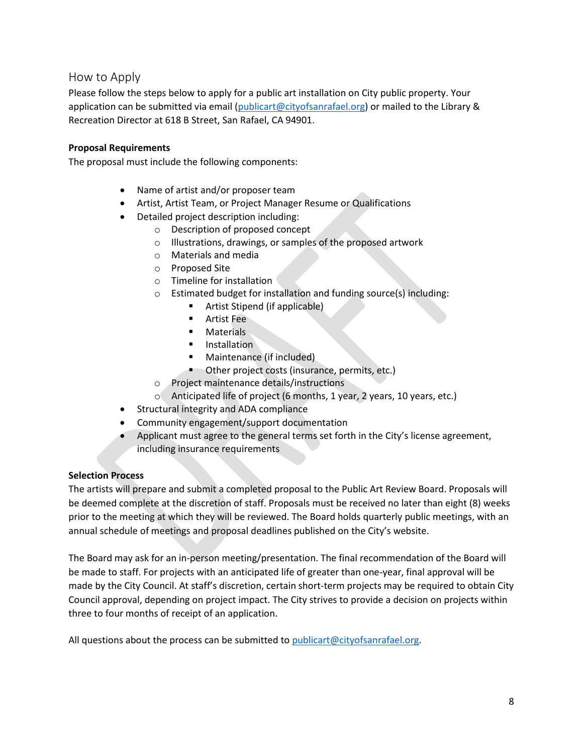## How to Apply

Please follow the steps below to apply for a public art installation on City public property. Your application can be submitted via email (publicart@cityofsanrafael.org) or mailed to the Library & Recreation Director at 618 B Street, San Rafael, CA 94901.

**Proposal Requirements**

The proposal must include the following components:

- Name of artist and/or proposer team
- Artist, Artist Team, or Project Manager Resume or Qualifications
- Detailed project description including:
  - Description of proposed concept
  - Illustrations, drawings, or samples of the proposed artwork
  - Materials and media
  - Proposed Site
  - Timeline for installation
  - Estimated budget for installation and funding source(s) including:
    - Artist Stipend (if applicable)
    - Artist Fee
    - Materials
    - Installation
    - Maintenance (if included)
    - Other project costs (insurance, permits, etc.)
  - Project maintenance details/instructions
  - Anticipated life of project (6 months, 1 year, 2 years, 10 years, etc.)
- Structural integrity and ADA compliance
- Community engagement/support documentation
- Applicant must agree to the general terms set forth in the City's license agreement, including insurance requirements

**Selection Process**

The artists will prepare and submit a completed proposal to the Public Art Review Board. Proposals will be deemed complete at the discretion of staff. Proposals must be received no later than eight (8) weeks prior to the meeting at which they will be reviewed. The Board holds quarterly public meetings, with an annual schedule of meetings and proposal deadlines published on the City's website.

The Board may ask for an in-person meeting/presentation. The final recommendation of the Board will be made to staff. For projects with an anticipated life of greater than one-year, final approval will be made by the City Council. At staff's discretion, certain short-term projects may be required to obtain City Council approval, depending on project impact. The City strives to provide a decision on projects within three to four months of receipt of an application.

All questions about the process can be submitted to publicart@cityofsanrafael.org.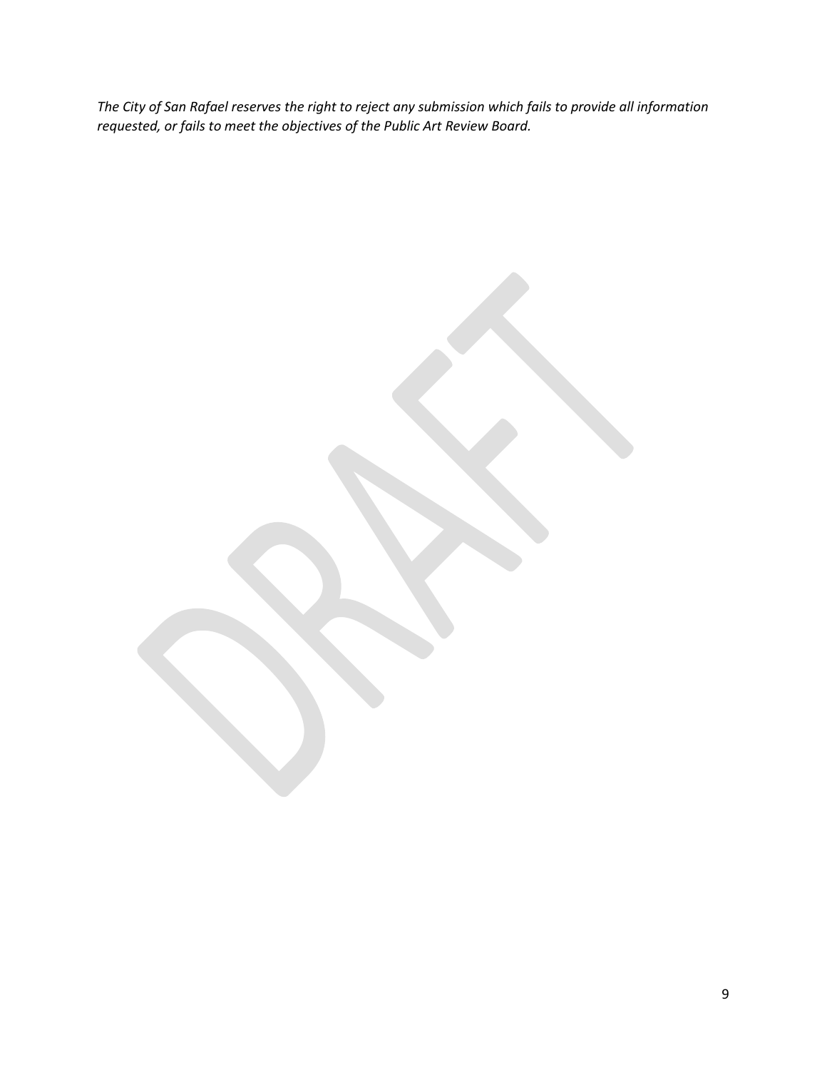*The City of San Rafael reserves the right to reject any submission which fails to provide all information requested, or fails to meet the objectives of the Public Art Review Board.*